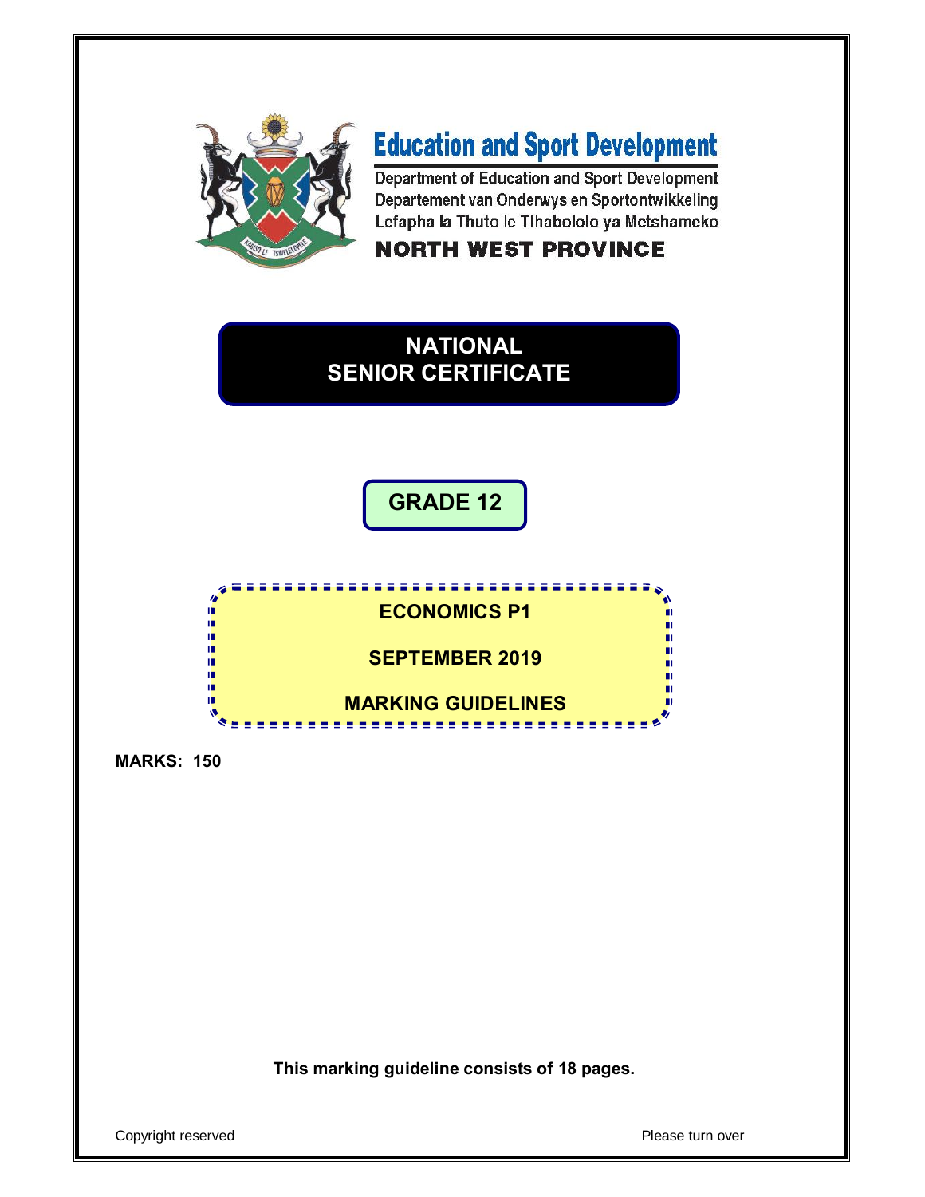# Education and Sport Development

Department of Education and Sport Development
Departement van Onderwys en Sportontwikkeling
Lefapha la Thuto le Tlhabololo ya Metshameko

**NORTH WEST PROVINCE**

## NATIONAL SENIOR CERTIFICATE

## GRADE 12

## ECONOMICS P1

## SEPTEMBER 2019

## MARKING GUIDELINES

**MARKS: 150**

**This marking guideline consists of 18 pages.**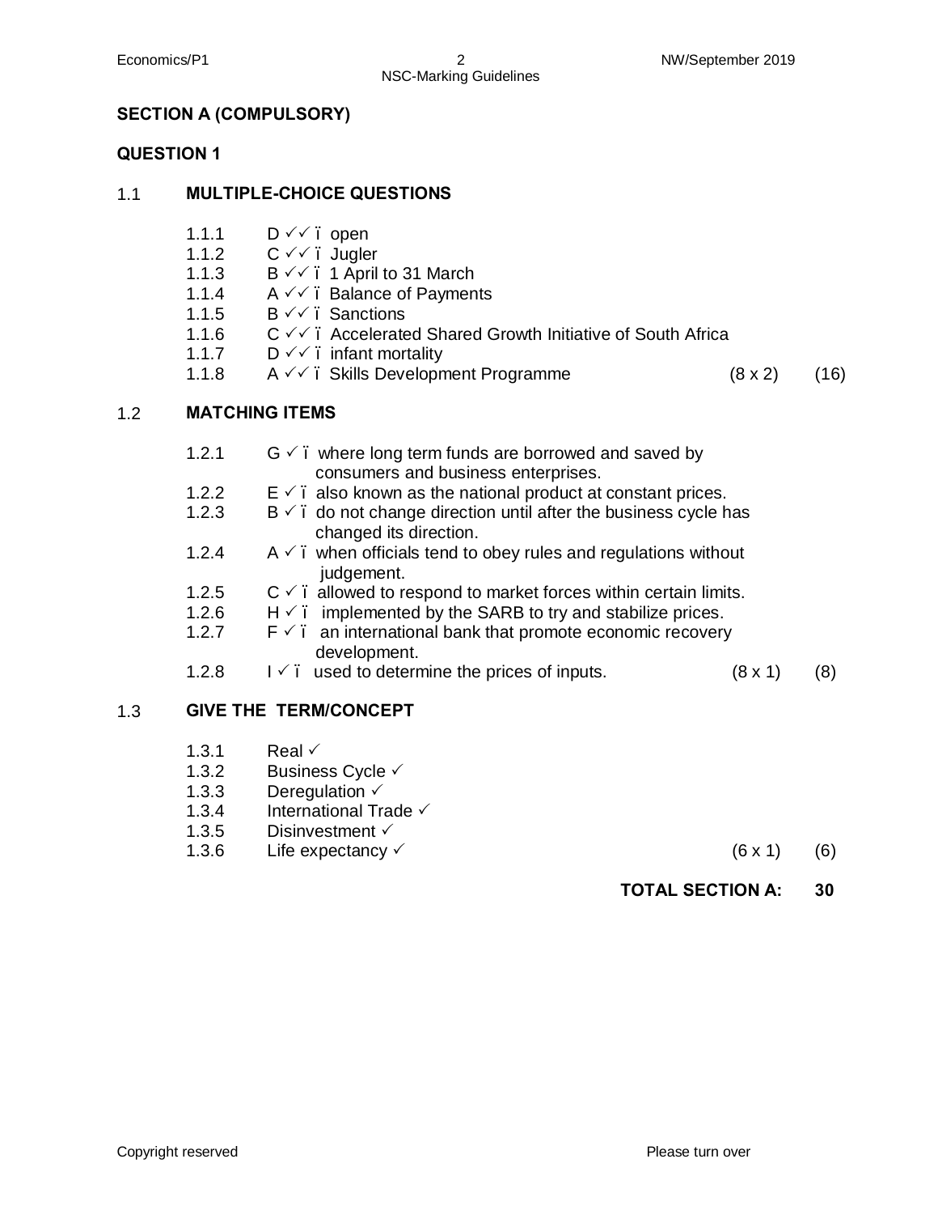## SECTION A (COMPULSORY)

## QUESTION 1

### 1.1 MULTIPLE-CHOICE QUESTIONS

1.1.1 D ✓✓ – open
1.1.2 C ✓✓ – Jugler
1.1.3 B ✓✓ – 1 April to 31 March
1.1.4 A ✓✓ – Balance of Payments
1.1.5 B ✓✓ – Sanctions
1.1.6 C ✓✓ – Accelerated Shared Growth Initiative of South Africa
1.1.7 D ✓✓ – infant mortality
1.1.8 A ✓✓ – Skills Development Programme (8 x 2) (16)

### 1.2 MATCHING ITEMS

1.2.1 G ✓ – where long term funds are borrowed and saved by consumers and business enterprises.
1.2.2 E ✓ – also known as the national product at constant prices.
1.2.3 B ✓ – do not change direction until after the business cycle has changed its direction.
1.2.4 A ✓ – when officials tend to obey rules and regulations without judgement.
1.2.5 C ✓ – allowed to respond to market forces within certain limits.
1.2.6 H ✓ – implemented by the SARB to try and stabilize prices.
1.2.7 F ✓ – an international bank that promote economic recovery development.
1.2.8 I ✓ – used to determine the prices of inputs. (8 x 1) (8)

### 1.3 GIVE THE TERM/CONCEPT

1.3.1 Real ✓
1.3.2 Business Cycle ✓
1.3.3 Deregulation ✓
1.3.4 International Trade ✓
1.3.5 Disinvestment ✓
1.3.6 Life expectancy ✓ (6 x 1) (6)

**TOTAL SECTION A: 30**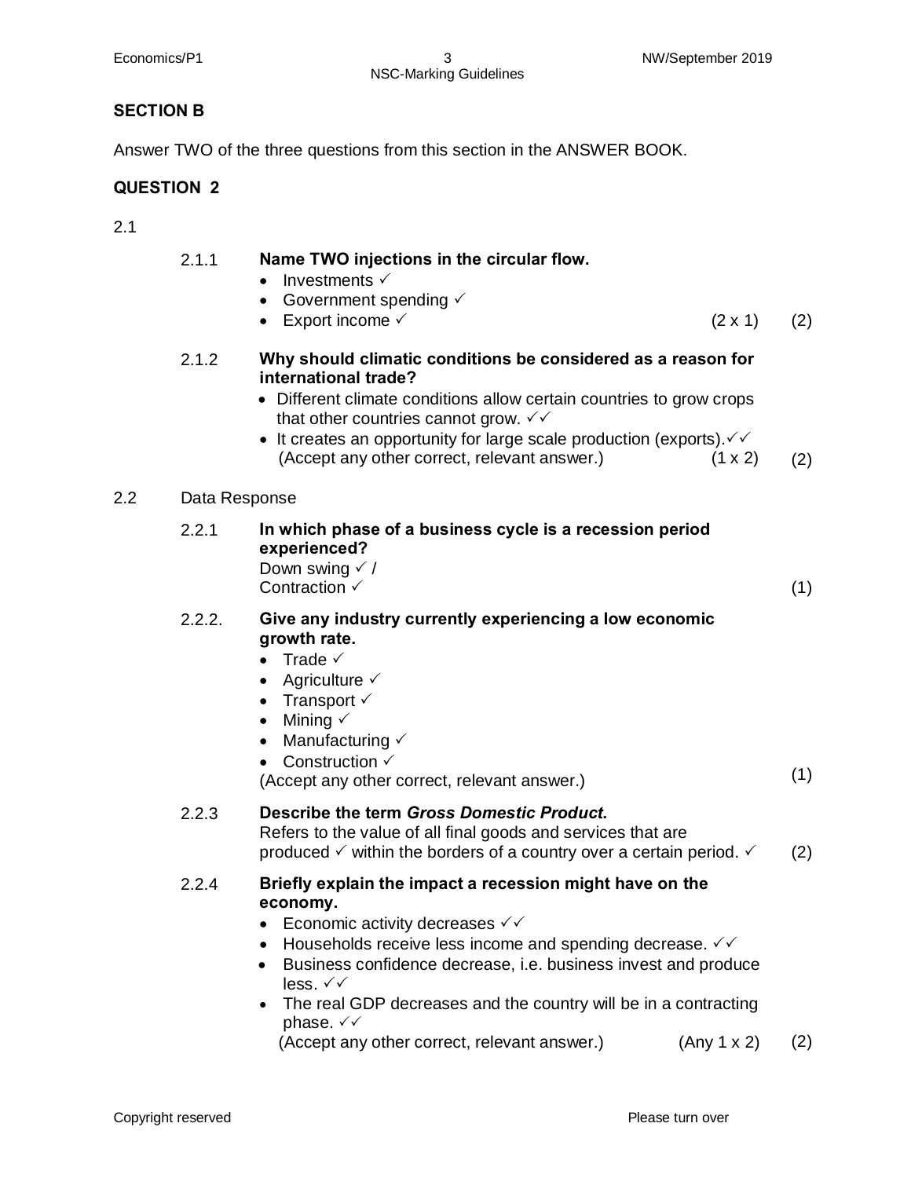## SECTION B

Answer TWO of the three questions from this section in the ANSWER BOOK.

## QUESTION 2

2.1

2.1.1 **Name TWO injections in the circular flow.**

- Investments ✓
- Government spending ✓
- Export income ✓ (2 x 1) (2)

2.1.2 **Why should climatic conditions be considered as a reason for international trade?**

- Different climate conditions allow certain countries to grow crops that other countries cannot grow. ✓✓
- It creates an opportunity for large scale production (exports).✓✓

(Accept any other correct, relevant answer.) (1 x 2) (2)

2.2 Data Response

2.2.1 **In which phase of a business cycle is a recession period experienced?**

Down swing ✓ /
Contraction ✓ (1)

2.2.2. **Give any industry currently experiencing a low economic growth rate.**

- Trade ✓
- Agriculture ✓
- Transport ✓
- Mining ✓
- Manufacturing ✓
- Construction ✓

(Accept any other correct, relevant answer.) (1)

2.2.3 **Describe the term *Gross Domestic Product*.**

Refers to the value of all final goods and services that are produced ✓ within the borders of a country over a certain period. ✓ (2)

2.2.4 **Briefly explain the impact a recession might have on the economy.**

- Economic activity decreases ✓✓
- Households receive less income and spending decrease. ✓✓
- Business confidence decrease, i.e. business invest and produce less. ✓✓
- The real GDP decreases and the country will be in a contracting phase. ✓✓

(Accept any other correct, relevant answer.) (Any 1 x 2) (2)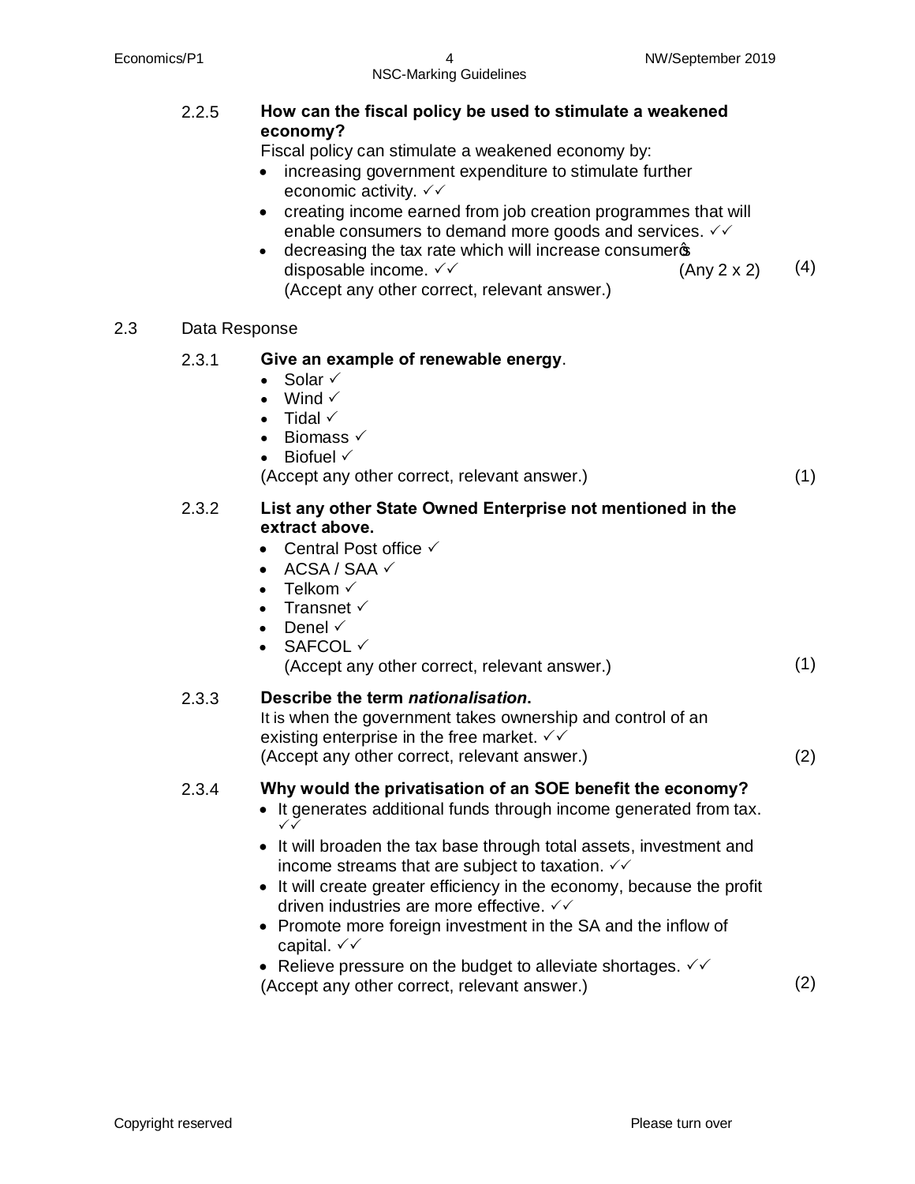2.2.5 **How can the fiscal policy be used to stimulate a weakened economy?**

Fiscal policy can stimulate a weakened economy by:

- increasing government expenditure to stimulate further economic activity. ✓✓
- creating income earned from job creation programmes that will enable consumers to demand more goods and services. ✓✓
- decreasing the tax rate which will increase consumer's disposable income. ✓✓ (Any 2 x 2) (4)

(Accept any other correct, relevant answer.)

2.3 Data Response

2.3.1 **Give an example of renewable energy**.

- Solar ✓
- Wind ✓
- Tidal ✓
- Biomass ✓
- Biofuel ✓

(Accept any other correct, relevant answer.) (1)

2.3.2 **List any other State Owned Enterprise not mentioned in the extract above.**

- Central Post office ✓
- ACSA / SAA ✓
- Telkom ✓
- Transnet ✓
- Denel ✓
- SAFCOL ✓

(Accept any other correct, relevant answer.) (1)

2.3.3 **Describe the term *nationalisation*.**

It is when the government takes ownership and control of an existing enterprise in the free market. ✓✓

(Accept any other correct, relevant answer.) (2)

2.3.4 **Why would the privatisation of an SOE benefit the economy?**

- It generates additional funds through income generated from tax. ✓✓
- It will broaden the tax base through total assets, investment and income streams that are subject to taxation. ✓✓
- It will create greater efficiency in the economy, because the profit driven industries are more effective. ✓✓
- Promote more foreign investment in the SA and the inflow of capital. ✓✓
- Relieve pressure on the budget to alleviate shortages. ✓✓

(Accept any other correct, relevant answer.) (2)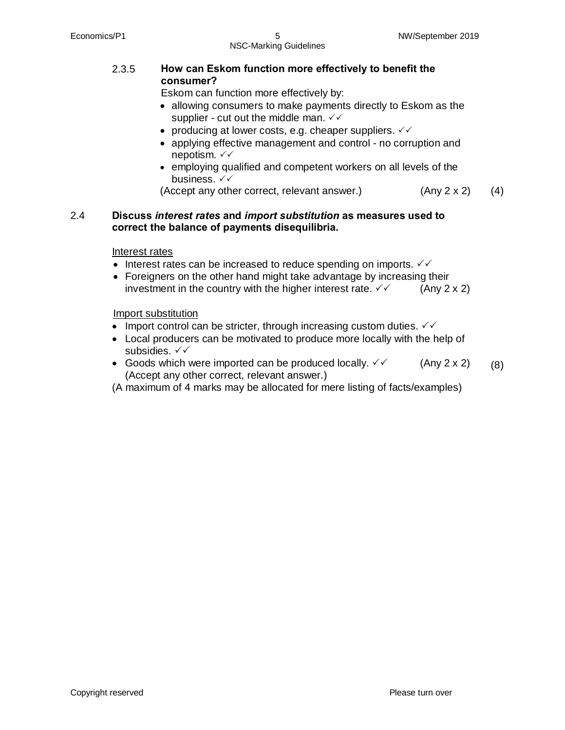2.3.5 **How can Eskom function more effectively to benefit the consumer?**

Eskom can function more effectively by:

- allowing consumers to make payments directly to Eskom as the supplier - cut out the middle man. ✓✓
- producing at lower costs, e.g. cheaper suppliers. ✓✓
- applying effective management and control - no corruption and nepotism. ✓✓
- employing qualified and competent workers on all levels of the business. ✓✓

(Accept any other correct, relevant answer.) (Any 2 x 2) (4)

2.4 **Discuss *interest rates* and *import substitution* as measures used to correct the balance of payments disequilibria.**

Interest rates

- Interest rates can be increased to reduce spending on imports. ✓✓
- Foreigners on the other hand might take advantage by increasing their investment in the country with the higher interest rate. ✓✓ (Any 2 x 2)

Import substitution

- Import control can be stricter, through increasing custom duties. ✓✓
- Local producers can be motivated to produce more locally with the help of subsidies. ✓✓
- Goods which were imported can be produced locally. ✓✓ (Any 2 x 2) (8)

(Accept any other correct, relevant answer.)

(A maximum of 4 marks may be allocated for mere listing of facts/examples)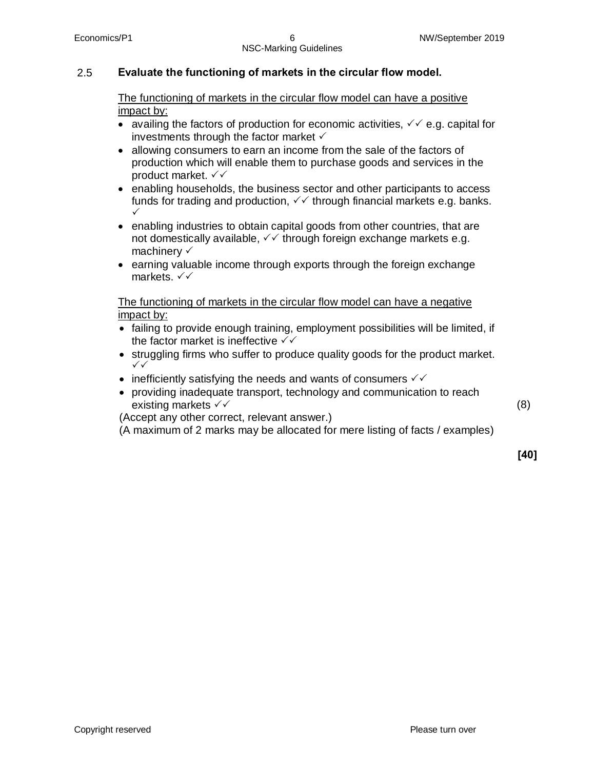**2.5 Evaluate the functioning of markets in the circular flow model.**

The functioning of markets in the circular flow model can have a positive impact by:

- availing the factors of production for economic activities, ✓✓ e.g. capital for investments through the factor market ✓
- allowing consumers to earn an income from the sale of the factors of production which will enable them to purchase goods and services in the product market. ✓✓
- enabling households, the business sector and other participants to access funds for trading and production, ✓✓ through financial markets e.g. banks. ✓
- enabling industries to obtain capital goods from other countries, that are not domestically available, ✓✓ through foreign exchange markets e.g. machinery ✓
- earning valuable income through exports through the foreign exchange markets. ✓✓

The functioning of markets in the circular flow model can have a negative impact by:

- failing to provide enough training, employment possibilities will be limited, if the factor market is ineffective ✓✓
- struggling firms who suffer to produce quality goods for the product market. ✓✓
- inefficiently satisfying the needs and wants of consumers ✓✓
- providing inadequate transport, technology and communication to reach existing markets ✓✓ (8)

(Accept any other correct, relevant answer.)
(A maximum of 2 marks may be allocated for mere listing of facts / examples)

**[40]**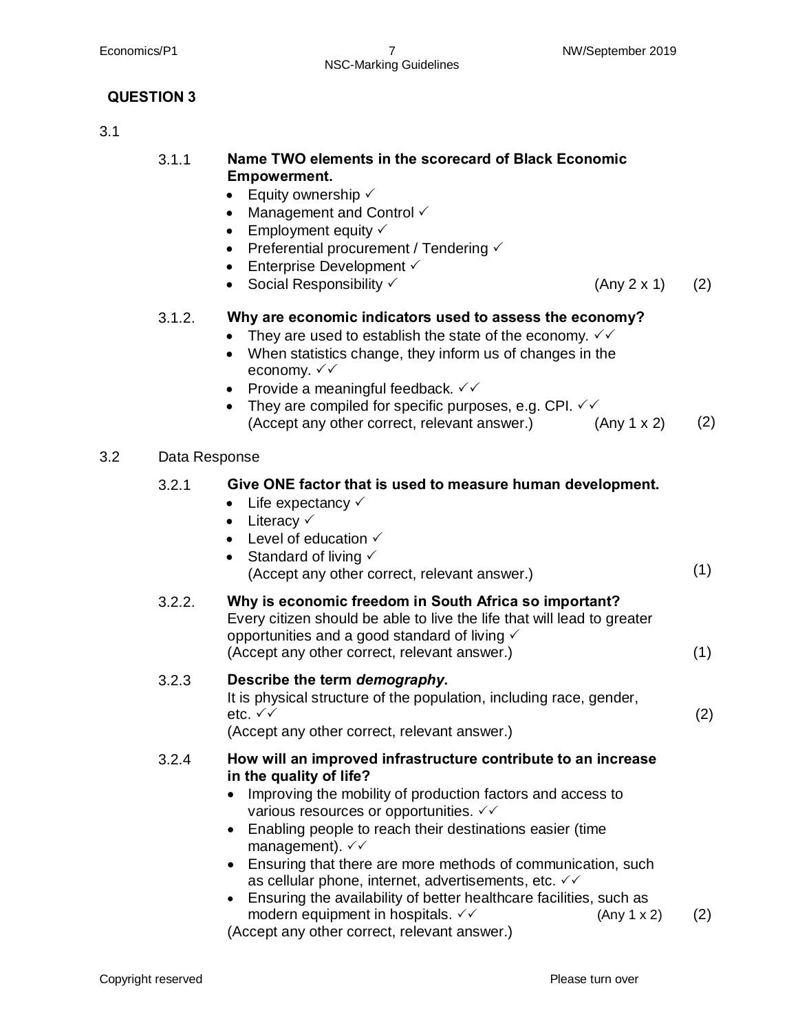## QUESTION 3

3.1

3.1.1 **Name TWO elements in the scorecard of Black Economic Empowerment.**

- Equity ownership ✓
- Management and Control ✓
- Employment equity ✓
- Preferential procurement / Tendering ✓
- Enterprise Development ✓
- Social Responsibility ✓ (Any 2 x 1) (2)

3.1.2. **Why are economic indicators used to assess the economy?**

- They are used to establish the state of the economy. ✓✓
- When statistics change, they inform us of changes in the economy. ✓✓
- Provide a meaningful feedback. ✓✓
- They are compiled for specific purposes, e.g. CPI. ✓✓
  (Accept any other correct, relevant answer.) (Any 1 x 2) (2)

3.2 Data Response

3.2.1 **Give ONE factor that is used to measure human development.**

- Life expectancy ✓
- Literacy ✓
- Level of education ✓
- Standard of living ✓
  (Accept any other correct, relevant answer.) (1)

3.2.2. **Why is economic freedom in South Africa so important?**
Every citizen should be able to live the life that will lead to greater opportunities and a good standard of living ✓
(Accept any other correct, relevant answer.) (1)

3.2.3 **Describe the term *demography*.**
It is physical structure of the population, including race, gender, etc. ✓✓ (2)
(Accept any other correct, relevant answer.)

3.2.4 **How will an improved infrastructure contribute to an increase in the quality of life?**

- Improving the mobility of production factors and access to various resources or opportunities. ✓✓
- Enabling people to reach their destinations easier (time management). ✓✓
- Ensuring that there are more methods of communication, such as cellular phone, internet, advertisements, etc. ✓✓
- Ensuring the availability of better healthcare facilities, such as modern equipment in hospitals. ✓✓ (Any 1 x 2) (2)

(Accept any other correct, relevant answer.)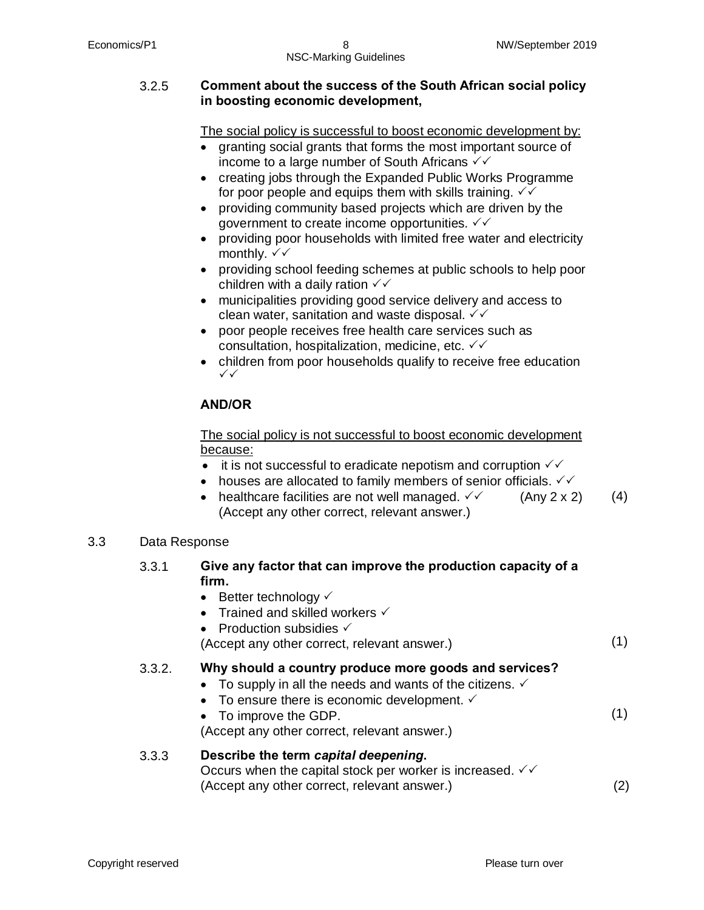3.2.5 **Comment about the success of the South African social policy in boosting economic development,**

The social policy is successful to boost economic development by:

- granting social grants that forms the most important source of income to a large number of South Africans ✓✓
- creating jobs through the Expanded Public Works Programme for poor people and equips them with skills training. ✓✓
- providing community based projects which are driven by the government to create income opportunities. ✓✓
- providing poor households with limited free water and electricity monthly. ✓✓
- providing school feeding schemes at public schools to help poor children with a daily ration ✓✓
- municipalities providing good service delivery and access to clean water, sanitation and waste disposal. ✓✓
- poor people receives free health care services such as consultation, hospitalization, medicine, etc. ✓✓
- children from poor households qualify to receive free education ✓✓

**AND/OR**

The social policy is not successful to boost economic development because:

- it is not successful to eradicate nepotism and corruption ✓✓
- houses are allocated to family members of senior officials. ✓✓
- healthcare facilities are not well managed. ✓✓ (Any 2 x 2) (4)

(Accept any other correct, relevant answer.)

3.3 Data Response

3.3.1 **Give any factor that can improve the production capacity of a firm.**

- Better technology ✓
- Trained and skilled workers ✓
- Production subsidies ✓

(Accept any other correct, relevant answer.) (1)

3.3.2. **Why should a country produce more goods and services?**

- To supply in all the needs and wants of the citizens. ✓
- To ensure there is economic development. ✓
- To improve the GDP. (1)

(Accept any other correct, relevant answer.)

3.3.3 **Describe the term *capital deepening*.**

Occurs when the capital stock per worker is increased. ✓✓

(Accept any other correct, relevant answer.) (2)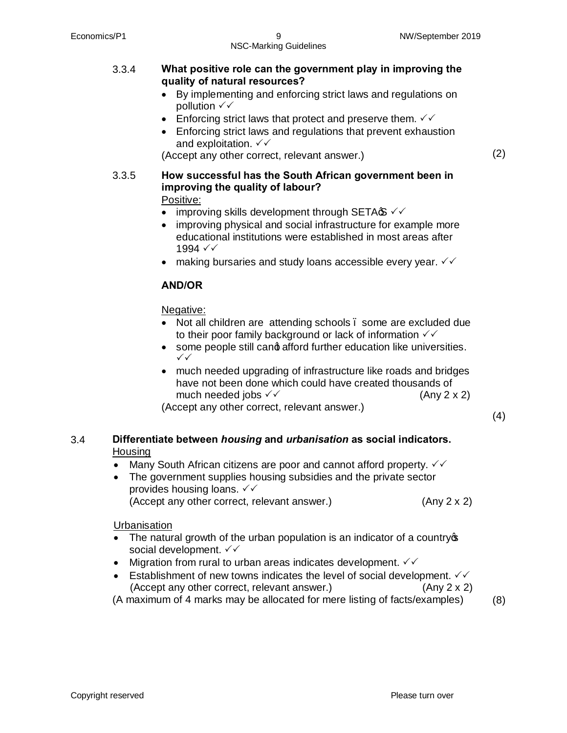3.3.4 **What positive role can the government play in improving the quality of natural resources?**

- By implementing and enforcing strict laws and regulations on pollution ✓✓
- Enforcing strict laws that protect and preserve them. ✓✓
- Enforcing strict laws and regulations that prevent exhaustion and exploitation. ✓✓

(Accept any other correct, relevant answer.) (2)

3.3.5 **How successful has the South African government been in improving the quality of labour?**

Positive:

- improving skills development through SETA's ✓✓
- improving physical and social infrastructure for example more educational institutions were established in most areas after 1994 ✓✓
- making bursaries and study loans accessible every year. ✓✓

**AND/OR**

Negative:

- Not all children are attending schools – some are excluded due to their poor family background or lack of information ✓✓
- some people still can't afford further education like universities. ✓✓
- much needed upgrading of infrastructure like roads and bridges have not been done which could have created thousands of much needed jobs ✓✓ (Any 2 x 2)

(Accept any other correct, relevant answer.) (4)

3.4 **Differentiate between *housing* and *urbanisation* as social indicators.**

Housing

- Many South African citizens are poor and cannot afford property. ✓✓
- The government supplies housing subsidies and the private sector provides housing loans. ✓✓

(Accept any other correct, relevant answer.) (Any 2 x 2)

Urbanisation

- The natural growth of the urban population is an indicator of a country's social development. ✓✓
- Migration from rural to urban areas indicates development. ✓✓
- Establishment of new towns indicates the level of social development. ✓✓

(Accept any other correct, relevant answer.) (Any 2 x 2)

(A maximum of 4 marks may be allocated for mere listing of facts/examples) (8)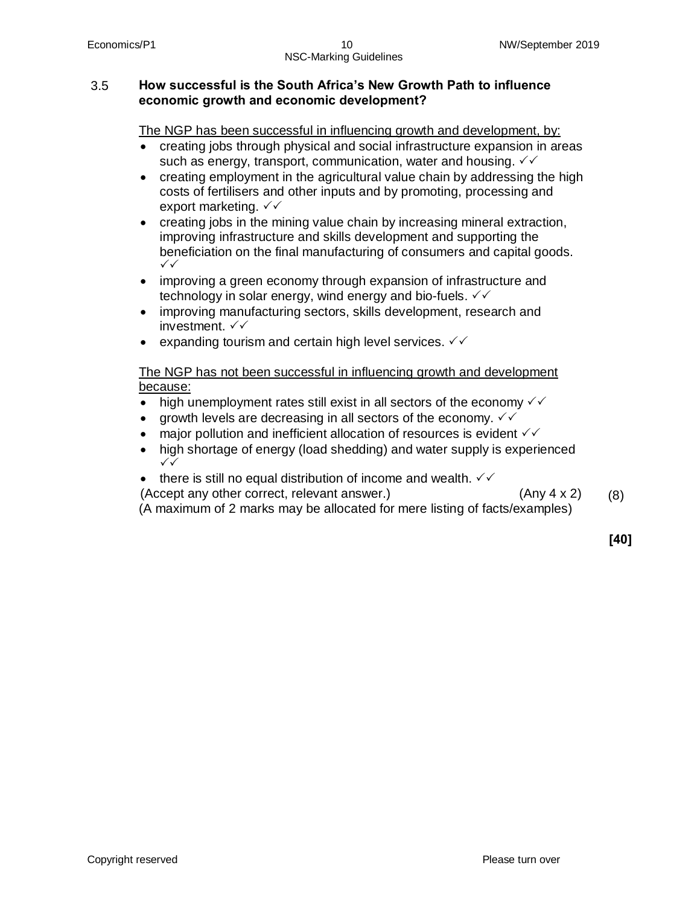**3.5 How successful is the South Africa's New Growth Path to influence economic growth and economic development?**

<u>The NGP has been successful in influencing growth and development, by:</u>

- creating jobs through physical and social infrastructure expansion in areas such as energy, transport, communication, water and housing. ✓✓
- creating employment in the agricultural value chain by addressing the high costs of fertilisers and other inputs and by promoting, processing and export marketing. ✓✓
- creating jobs in the mining value chain by increasing mineral extraction, improving infrastructure and skills development and supporting the beneficiation on the final manufacturing of consumers and capital goods. ✓✓
- improving a green economy through expansion of infrastructure and technology in solar energy, wind energy and bio-fuels. ✓✓
- improving manufacturing sectors, skills development, research and investment. ✓✓
- expanding tourism and certain high level services. ✓✓

<u>The NGP has not been successful in influencing growth and development because:</u>

- high unemployment rates still exist in all sectors of the economy ✓✓
- growth levels are decreasing in all sectors of the economy. ✓✓
- major pollution and inefficient allocation of resources is evident ✓✓
- high shortage of energy (load shedding) and water supply is experienced ✓✓
- there is still no equal distribution of income and wealth. ✓✓

(Accept any other correct, relevant answer.) (Any 4 x 2) (8)

(A maximum of 2 marks may be allocated for mere listing of facts/examples)

**[40]**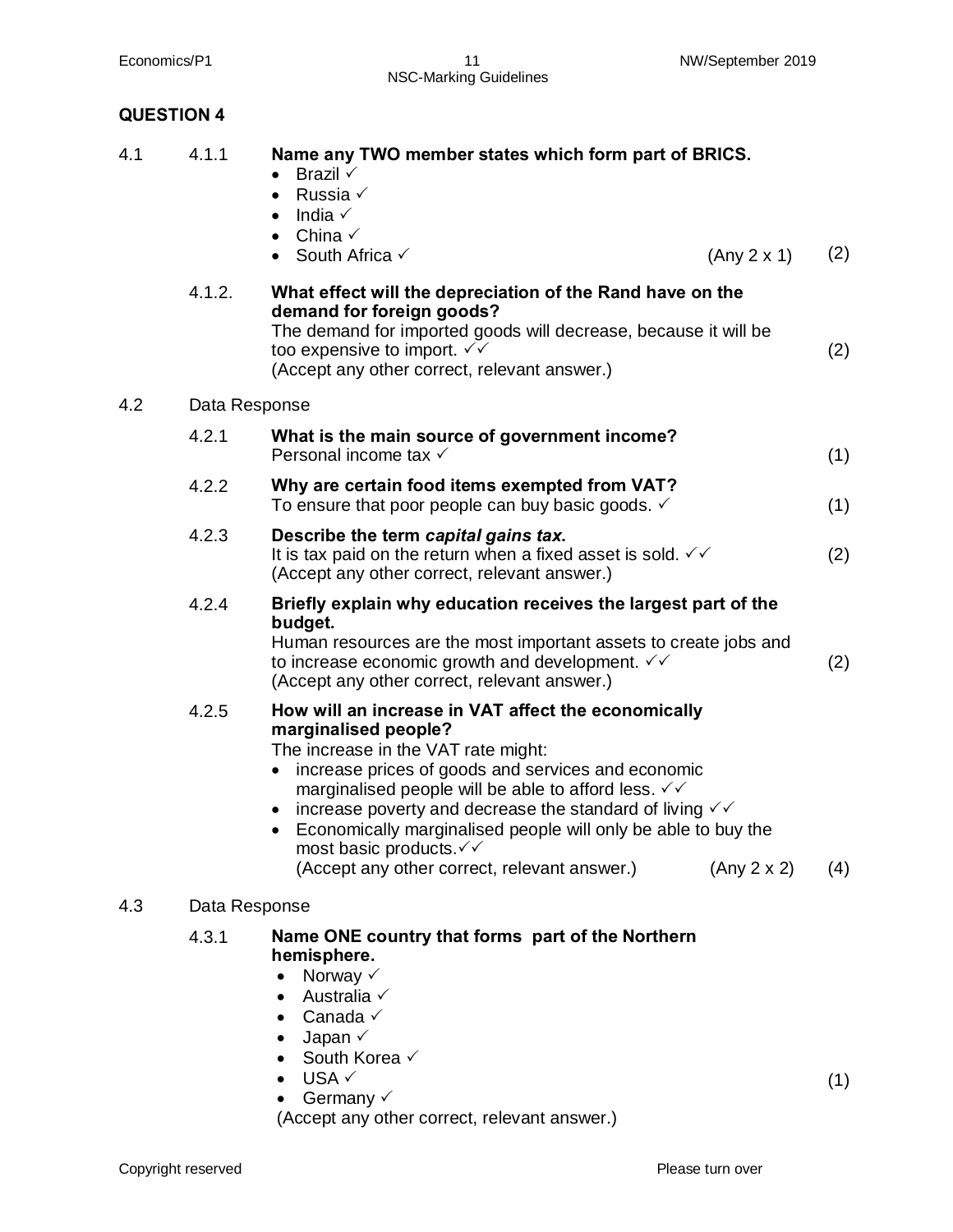## QUESTION 4

**4.1**

**4.1.1 Name any TWO member states which form part of BRICS.**

- Brazil ✓
- Russia ✓
- India ✓
- China ✓
- South Africa ✓ (Any 2 x 1) (2)

**4.1.2. What effect will the depreciation of the Rand have on the demand for foreign goods?**

The demand for imported goods will decrease, because it will be too expensive to import. ✓✓
(Accept any other correct, relevant answer.) (2)

**4.2 Data Response**

**4.2.1 What is the main source of government income?**

Personal income tax ✓ (1)

**4.2.2 Why are certain food items exempted from VAT?**

To ensure that poor people can buy basic goods. ✓ (1)

**4.2.3 Describe the term *capital gains tax*.**

It is tax paid on the return when a fixed asset is sold. ✓✓
(Accept any other correct, relevant answer.) (2)

**4.2.4 Briefly explain why education receives the largest part of the budget.**

Human resources are the most important assets to create jobs and to increase economic growth and development. ✓✓
(Accept any other correct, relevant answer.) (2)

**4.2.5 How will an increase in VAT affect the economically marginalised people?**

The increase in the VAT rate might:

- increase prices of goods and services and economic marginalised people will be able to afford less. ✓✓
- increase poverty and decrease the standard of living ✓✓
- Economically marginalised people will only be able to buy the most basic products.✓✓

(Accept any other correct, relevant answer.) (Any 2 x 2) (4)

**4.3 Data Response**

**4.3.1 Name ONE country that forms part of the Northern hemisphere.**

- Norway ✓
- Australia ✓
- Canada ✓
- Japan ✓
- South Korea ✓
- USA ✓
- Germany ✓

(Accept any other correct, relevant answer.) (1)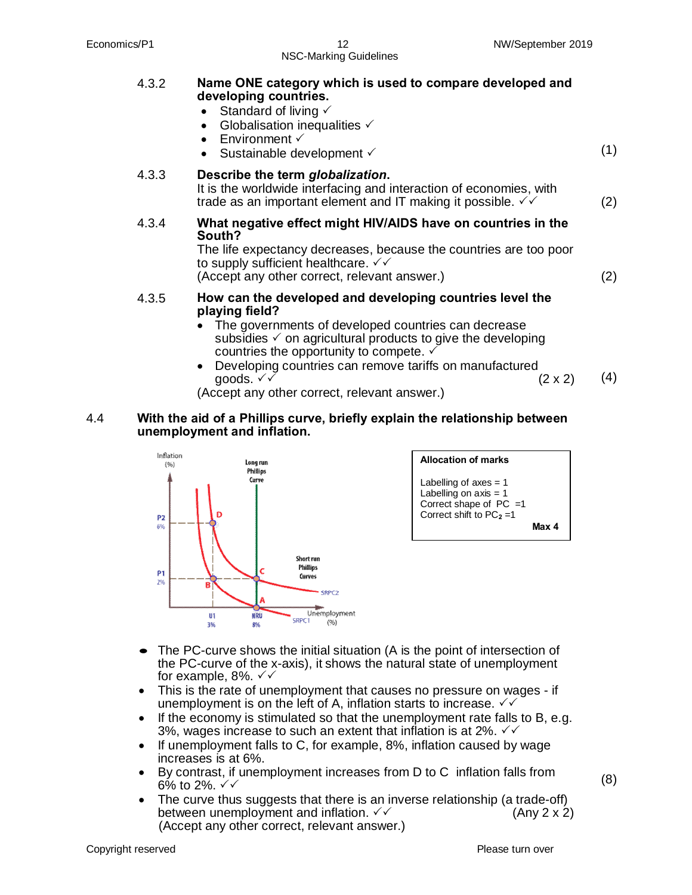4.3.2 **Name ONE category which is used to compare developed and developing countries.**

- Standard of living ✓
- Globalisation inequalities ✓
- Environment ✓
- Sustainable development ✓

(1)

4.3.3 **Describe the term *globalization*.**

It is the worldwide interfacing and interaction of economies, with trade as an important element and IT making it possible. ✓✓ (2)

4.3.4 **What negative effect might HIV/AIDS have on countries in the South?**

The life expectancy decreases, because the countries are too poor to supply sufficient healthcare. ✓✓
(Accept any other correct, relevant answer.) (2)

4.3.5 **How can the developed and developing countries level the playing field?**

- The governments of developed countries can decrease subsidies ✓ on agricultural products to give the developing countries the opportunity to compete. ✓
- Developing countries can remove tariffs on manufactured goods. ✓✓ (2 x 2) (4)

(Accept any other correct, relevant answer.)

4.4 **With the aid of a Phillips curve, briefly explain the relationship between unemployment and inflation.**

| Allocation of marks |
|---|
| Labelling of axes = 1 |
| Labelling on axis = 1 |
| Correct shape of PC =1 |
| Correct shift to $PC_2$ =1 |
| **Max 4** |

- The PC-curve shows the initial situation (A is the point of intersection of the PC-curve of the x-axis), it shows the natural state of unemployment for example, 8%. ✓✓
- This is the rate of unemployment that causes no pressure on wages - if unemployment is on the left of A, inflation starts to increase. ✓✓
- If the economy is stimulated so that the unemployment rate falls to B, e.g. 3%, wages increase to such an extent that inflation is at 2%. ✓✓
- If unemployment falls to C, for example, 8%, inflation caused by wage increases is at 6%.
- By contrast, if unemployment increases from D to C inflation falls from 6% to 2%. ✓✓
- The curve thus suggests that there is an inverse relationship (a trade-off) between unemployment and inflation. ✓✓ (Any 2 x 2)
(Accept any other correct, relevant answer.)

(8)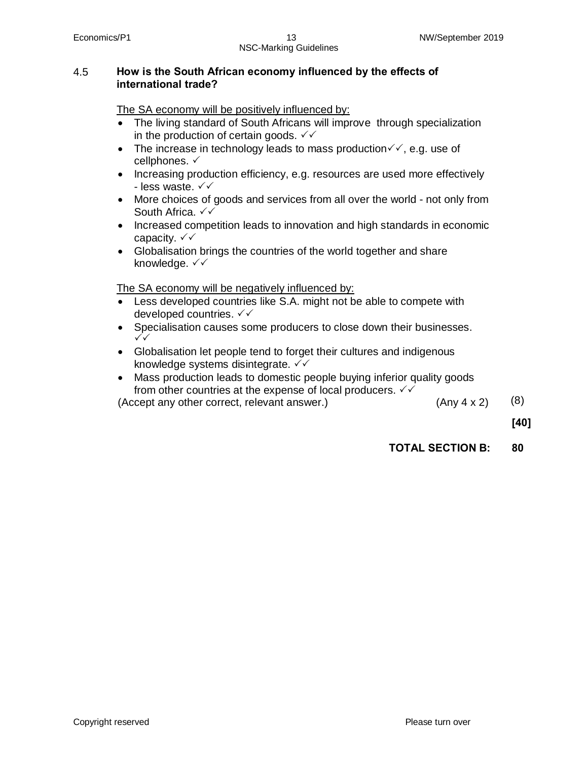4.5 **How is the South African economy influenced by the effects of international trade?**

<u>The SA economy will be positively influenced by:</u>

- The living standard of South Africans will improve through specialization in the production of certain goods. ✓✓
- The increase in technology leads to mass production✓✓, e.g. use of cellphones. ✓
- Increasing production efficiency, e.g. resources are used more effectively - less waste. ✓✓
- More choices of goods and services from all over the world - not only from South Africa. ✓✓
- Increased competition leads to innovation and high standards in economic capacity. ✓✓
- Globalisation brings the countries of the world together and share knowledge. ✓✓

<u>The SA economy will be negatively influenced by:</u>

- Less developed countries like S.A. might not be able to compete with developed countries. ✓✓
- Specialisation causes some producers to close down their businesses. ✓✓
- Globalisation let people tend to forget their cultures and indigenous knowledge systems disintegrate. ✓✓
- Mass production leads to domestic people buying inferior quality goods from other countries at the expense of local producers. ✓✓

(Accept any other correct, relevant answer.) (Any 4 x 2) (8)

**[40]**

**TOTAL SECTION B: 80**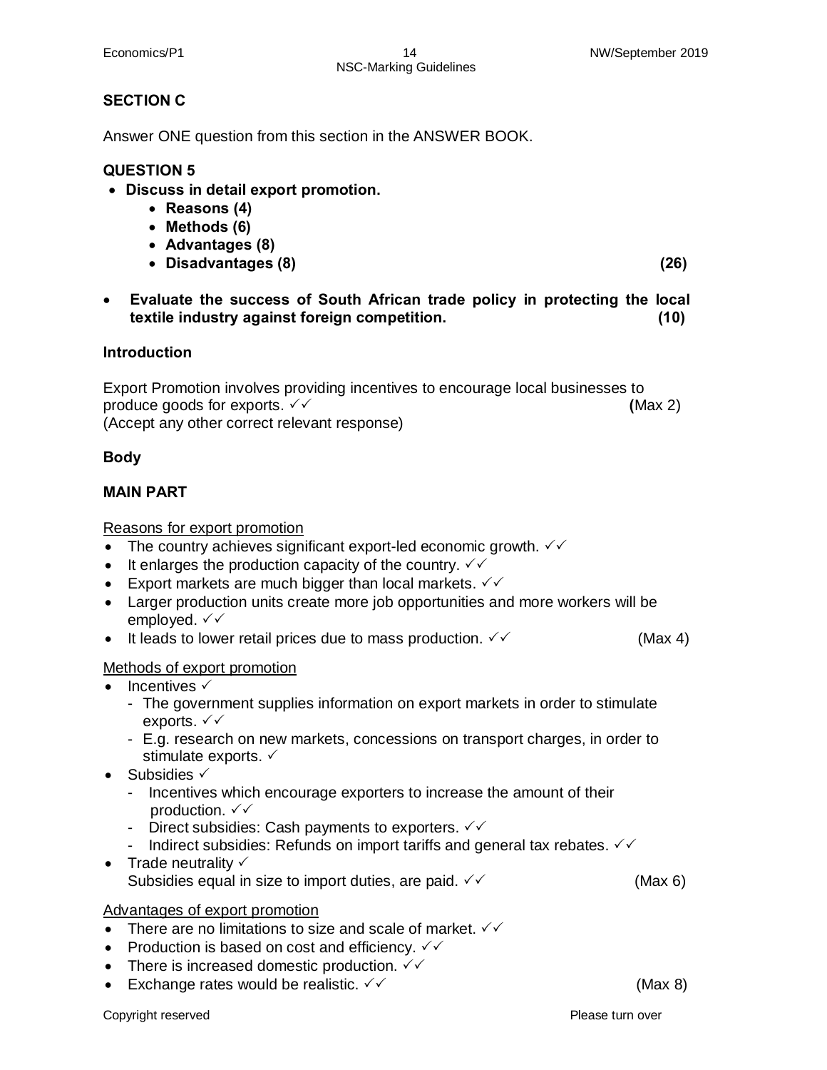## SECTION C

Answer ONE question from this section in the ANSWER BOOK.

### QUESTION 5

- **Discuss in detail export promotion.**
  - **Reasons (4)**
  - **Methods (6)**
  - **Advantages (8)**
  - **Disadvantages (8)** **(26)**

- **Evaluate the success of South African trade policy in protecting the local textile industry against foreign competition.** **(10)**

### Introduction

Export Promotion involves providing incentives to encourage local businesses to produce goods for exports. ✓✓ **(**Max 2)
(Accept any other correct relevant response)

### Body

### MAIN PART

<u>Reasons for export promotion</u>

- The country achieves significant export-led economic growth. ✓✓
- It enlarges the production capacity of the country. ✓✓
- Export markets are much bigger than local markets. ✓✓
- Larger production units create more job opportunities and more workers will be employed. ✓✓
- It leads to lower retail prices due to mass production. ✓✓ (Max 4)

<u>Methods of export promotion</u>

- Incentives ✓
  - The government supplies information on export markets in order to stimulate exports. ✓✓
  - E.g. research on new markets, concessions on transport charges, in order to stimulate exports. ✓
- Subsidies ✓
  - Incentives which encourage exporters to increase the amount of their production. ✓✓
  - Direct subsidies: Cash payments to exporters. ✓✓
  - Indirect subsidies: Refunds on import tariffs and general tax rebates. ✓✓
- Trade neutrality ✓
  Subsidies equal in size to import duties, are paid. ✓✓ (Max 6)

<u>Advantages of export promotion</u>

- There are no limitations to size and scale of market. ✓✓
- Production is based on cost and efficiency. ✓✓
- There is increased domestic production. ✓✓
- Exchange rates would be realistic. ✓✓ (Max 8)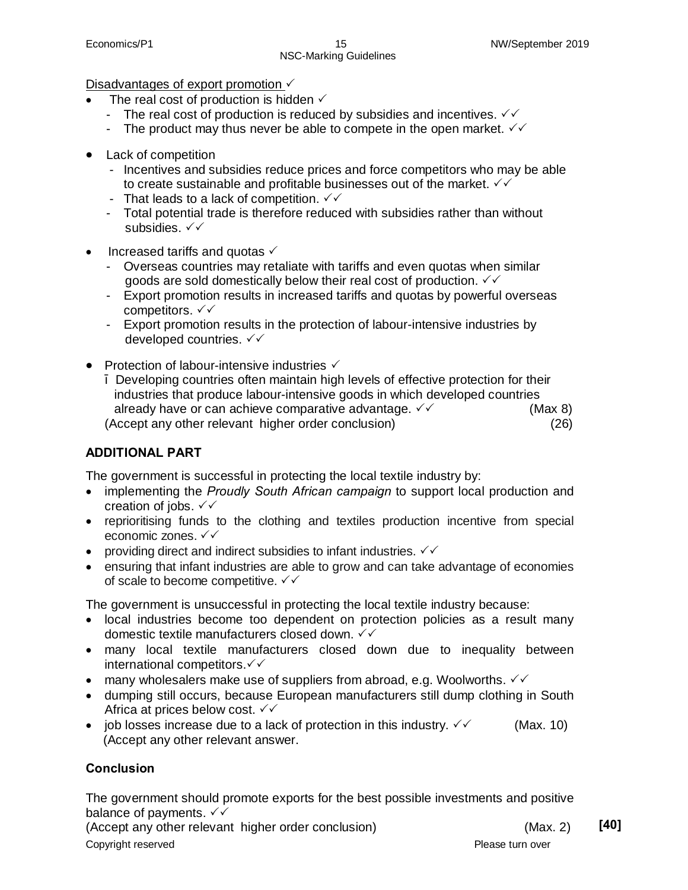<u>Disadvantages of export promotion</u> ✓

- The real cost of production is hidden ✓
  - The real cost of production is reduced by subsidies and incentives. ✓✓
  - The product may thus never be able to compete in the open market. ✓✓
- Lack of competition
  - Incentives and subsidies reduce prices and force competitors who may be able to create sustainable and profitable businesses out of the market. ✓✓
  - That leads to a lack of competition. ✓✓
  - Total potential trade is therefore reduced with subsidies rather than without subsidies. ✓✓
- Increased tariffs and quotas ✓
  - Overseas countries may retaliate with tariffs and even quotas when similar goods are sold domestically below their real cost of production. ✓✓
  - Export promotion results in increased tariffs and quotas by powerful overseas competitors. ✓✓
  - Export promotion results in the protection of labour-intensive industries by developed countries. ✓✓
- Protection of labour-intensive industries ✓
  - Developing countries often maintain high levels of effective protection for their industries that produce labour-intensive goods in which developed countries already have or can achieve comparative advantage. ✓✓ (Max 8)

(Accept any other relevant higher order conclusion) (26)

**ADDITIONAL PART**

The government is successful in protecting the local textile industry by:

- implementing the *Proudly South African campaign* to support local production and creation of jobs. ✓✓
- reprioritising funds to the clothing and textiles production incentive from special economic zones. ✓✓
- providing direct and indirect subsidies to infant industries. ✓✓
- ensuring that infant industries are able to grow and can take advantage of economies of scale to become competitive. ✓✓

The government is unsuccessful in protecting the local textile industry because:

- local industries become too dependent on protection policies as a result many domestic textile manufacturers closed down. ✓✓
- many local textile manufacturers closed down due to inequality between international competitors.✓✓
- many wholesalers make use of suppliers from abroad, e.g. Woolworths. ✓✓
- dumping still occurs, because European manufacturers still dump clothing in South Africa at prices below cost. ✓✓
- job losses increase due to a lack of protection in this industry. ✓✓ (Max. 10)

(Accept any other relevant answer.

**Conclusion**

The government should promote exports for the best possible investments and positive balance of payments. ✓✓

(Accept any other relevant higher order conclusion) (Max. 2) **[40]**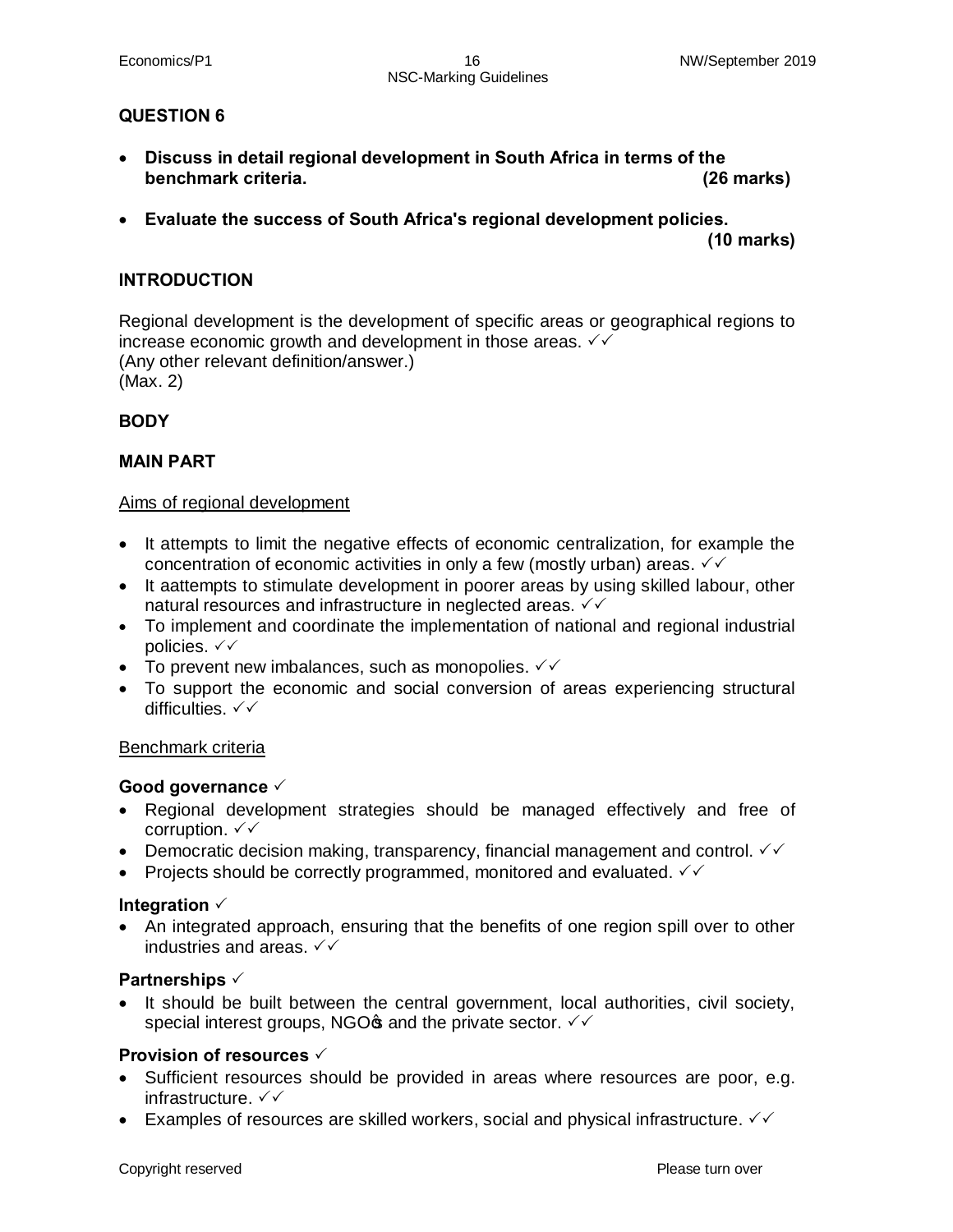## QUESTION 6

- **Discuss in detail regional development in South Africa in terms of the benchmark criteria. (26 marks)**
- **Evaluate the success of South Africa's regional development policies. (10 marks)**

### INTRODUCTION

Regional development is the development of specific areas or geographical regions to increase economic growth and development in those areas. ✓✓
(Any other relevant definition/answer.)
(Max. 2)

### BODY

### MAIN PART

Aims of regional development

- It attempts to limit the negative effects of economic centralization, for example the concentration of economic activities in only a few (mostly urban) areas. ✓✓
- It aattempts to stimulate development in poorer areas by using skilled labour, other natural resources and infrastructure in neglected areas. ✓✓
- To implement and coordinate the implementation of national and regional industrial policies. ✓✓
- To prevent new imbalances, such as monopolies. ✓✓
- To support the economic and social conversion of areas experiencing structural difficulties. ✓✓

Benchmark criteria

**Good governance** ✓
- Regional development strategies should be managed effectively and free of corruption. ✓✓
- Democratic decision making, transparency, financial management and control. ✓✓
- Projects should be correctly programmed, monitored and evaluated. ✓✓

**Integration** ✓
- An integrated approach, ensuring that the benefits of one region spill over to other industries and areas. ✓✓

**Partnerships** ✓
- It should be built between the central government, local authorities, civil society, special interest groups, NGO's and the private sector. ✓✓

**Provision of resources** ✓
- Sufficient resources should be provided in areas where resources are poor, e.g. infrastructure. ✓✓
- Examples of resources are skilled workers, social and physical infrastructure. ✓✓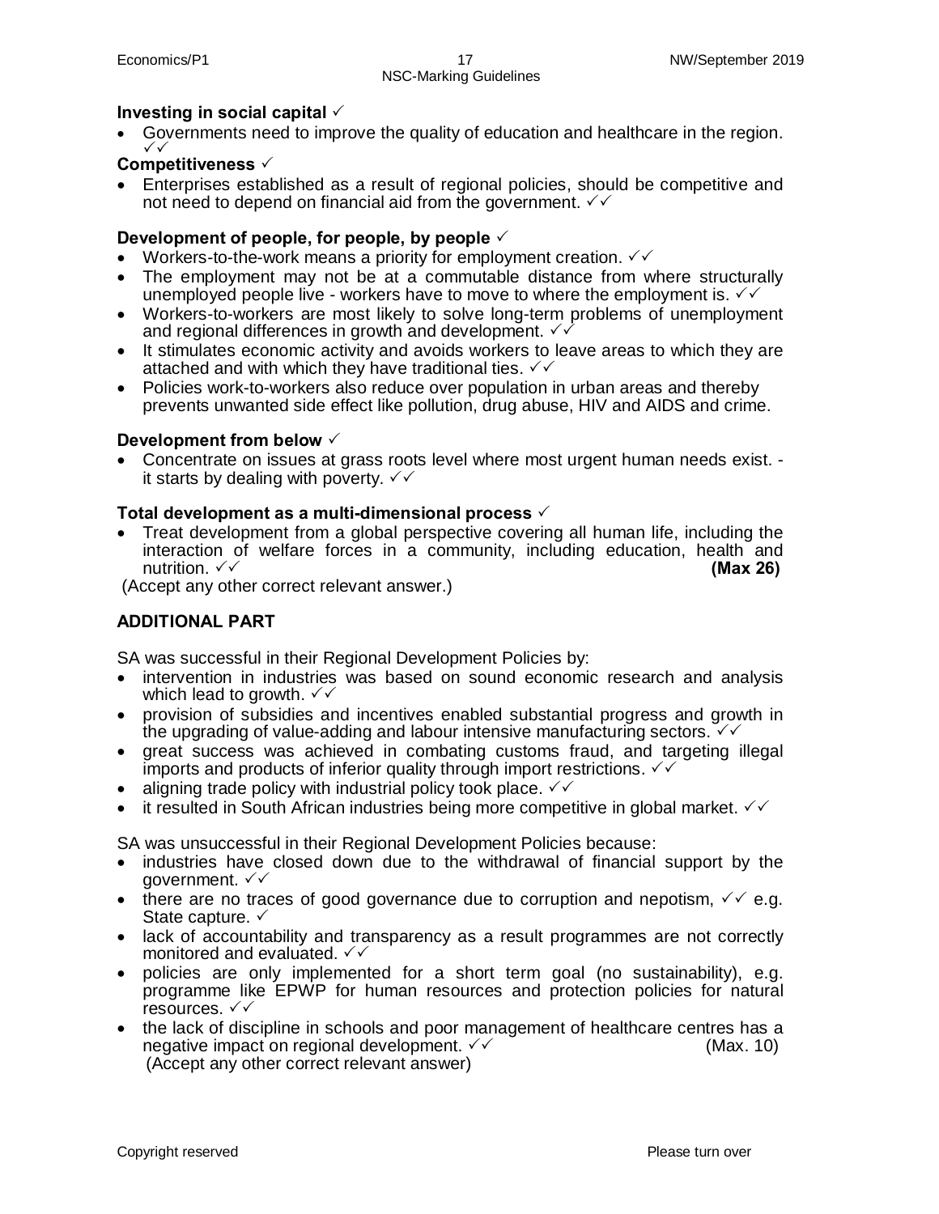**Investing in social capital** ✓

- Governments need to improve the quality of education and healthcare in the region. ✓✓

**Competitiveness** ✓

- Enterprises established as a result of regional policies, should be competitive and not need to depend on financial aid from the government. ✓✓

**Development of people, for people, by people** ✓

- Workers-to-the-work means a priority for employment creation. ✓✓
- The employment may not be at a commutable distance from where structurally unemployed people live - workers have to move to where the employment is. ✓✓
- Workers-to-workers are most likely to solve long-term problems of unemployment and regional differences in growth and development. ✓✓
- It stimulates economic activity and avoids workers to leave areas to which they are attached and with which they have traditional ties. ✓✓
- Policies work-to-workers also reduce over population in urban areas and thereby prevents unwanted side effect like pollution, drug abuse, HIV and AIDS and crime.

**Development from below** ✓

- Concentrate on issues at grass roots level where most urgent human needs exist. - it starts by dealing with poverty. ✓✓

**Total development as a multi-dimensional process** ✓

- Treat development from a global perspective covering all human life, including the interaction of welfare forces in a community, including education, health and nutrition. ✓✓ **(Max 26)**

(Accept any other correct relevant answer.)

**ADDITIONAL PART**

SA was successful in their Regional Development Policies by:

- intervention in industries was based on sound economic research and analysis which lead to growth. ✓✓
- provision of subsidies and incentives enabled substantial progress and growth in the upgrading of value-adding and labour intensive manufacturing sectors. ✓✓
- great success was achieved in combating customs fraud, and targeting illegal imports and products of inferior quality through import restrictions. ✓✓
- aligning trade policy with industrial policy took place. ✓✓
- it resulted in South African industries being more competitive in global market. ✓✓

SA was unsuccessful in their Regional Development Policies because:

- industries have closed down due to the withdrawal of financial support by the government. ✓✓
- there are no traces of good governance due to corruption and nepotism, ✓✓ e.g. State capture. ✓
- lack of accountability and transparency as a result programmes are not correctly monitored and evaluated. ✓✓
- policies are only implemented for a short term goal (no sustainability), e.g. programme like EPWP for human resources and protection policies for natural resources. ✓✓
- the lack of discipline in schools and poor management of healthcare centres has a negative impact on regional development. ✓✓ (Max. 10)

(Accept any other correct relevant answer)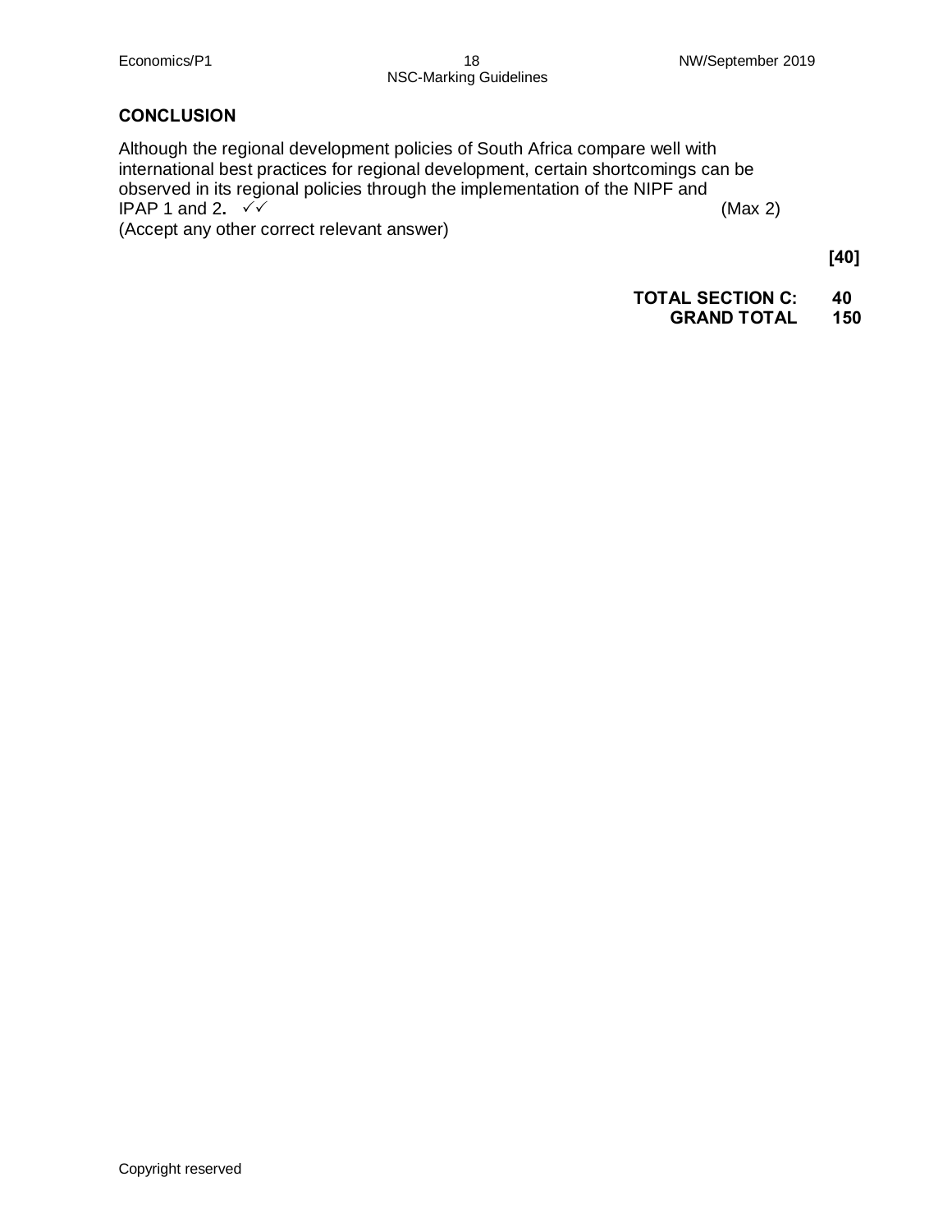## CONCLUSION

Although the regional development policies of South Africa compare well with international best practices for regional development, certain shortcomings can be observed in its regional policies through the implementation of the NIPF and IPAP 1 and 2. ✓✓ (Max 2)
(Accept any other correct relevant answer)

**[40]**

**TOTAL SECTION C: 40**
**GRAND TOTAL 150**